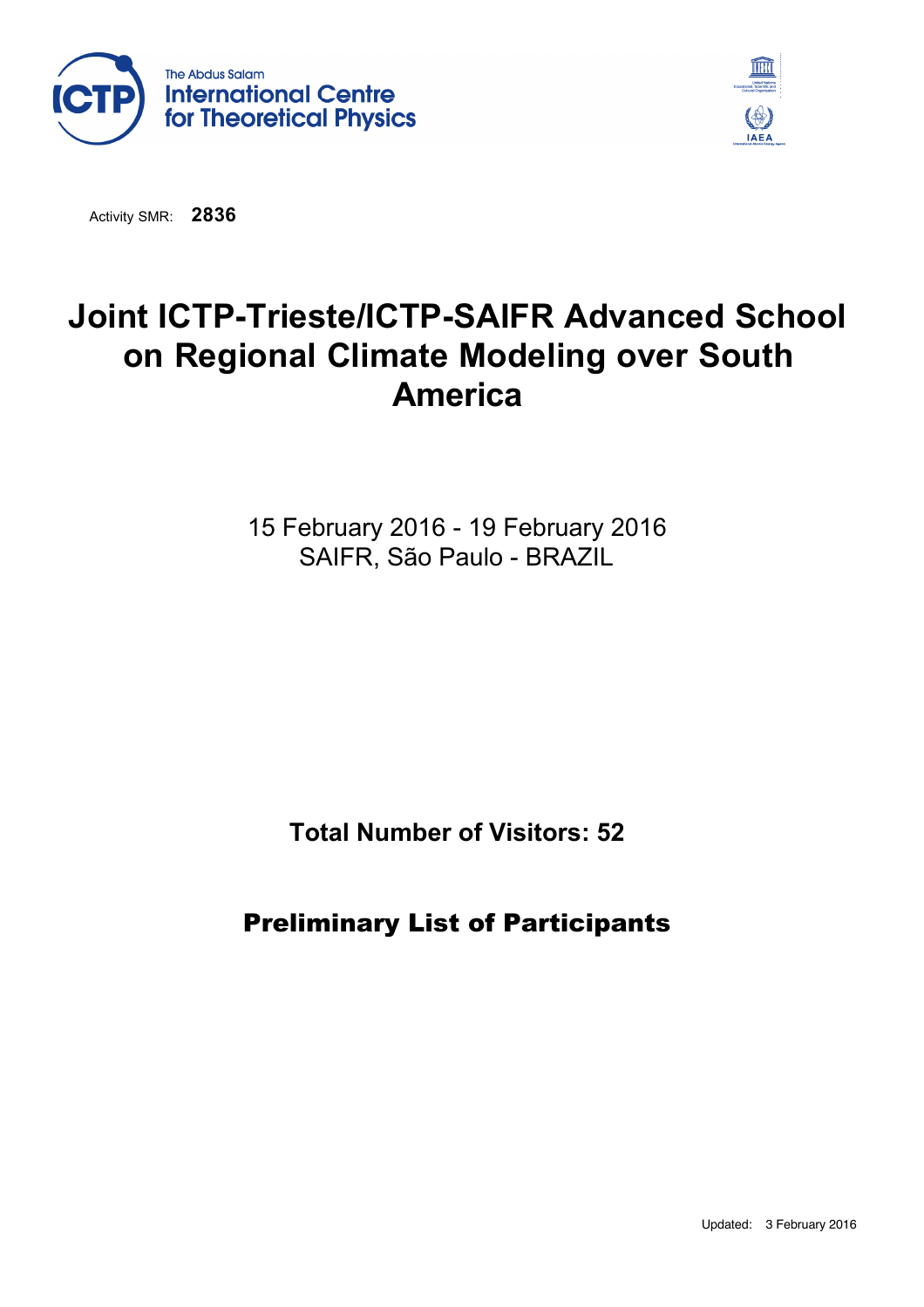The Abdus Salam
International Centre
for Theoretical Physics

Activity SMR: **2836**

# Joint ICTP-Trieste/ICTP-SAIFR Advanced School on Regional Climate Modeling over South America

15 February 2016 - 19 February 2016
SAIFR, São Paulo - BRAZIL

**Total Number of Visitors: 52**

## Preliminary List of Participants

Updated: 3 February 2016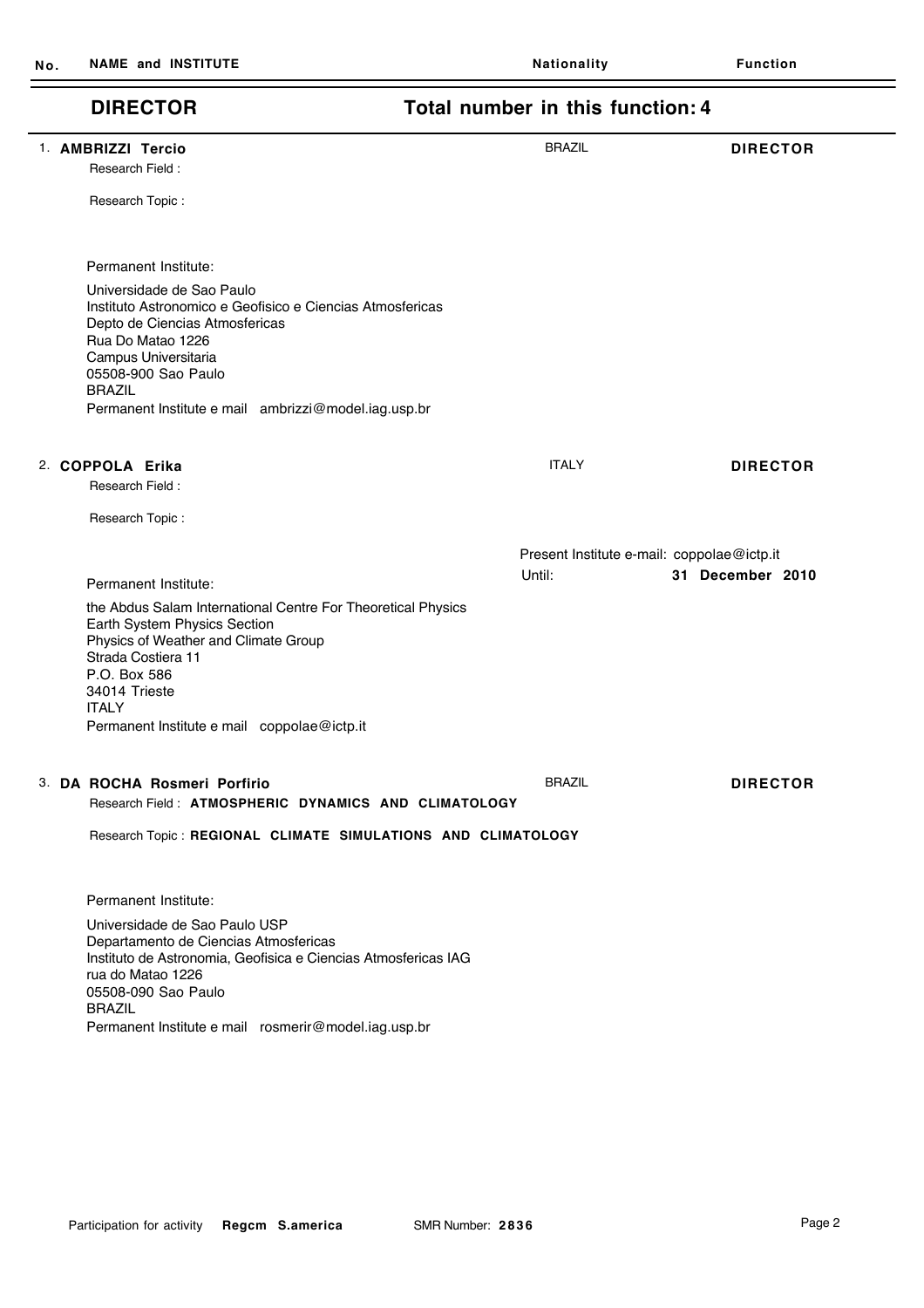| No. | NAME and INSTITUTE | Nationality | Function |
|---|---|---|---|

## DIRECTOR — Total number in this function: 4

1. **AMBRIZZI Tercio** — BRAZIL — **DIRECTOR**

   Research Field :

   Research Topic :

   Permanent Institute:

   Universidade de Sao Paulo
   Instituto Astronomico e Geofisico e Ciencias Atmosfericas
   Depto de Ciencias Atmosfericas
   Rua Do Matao 1226
   Campus Universitaria
   05508-900 Sao Paulo
   BRAZIL
   Permanent Institute e mail ambrizzi@model.iag.usp.br

2. **COPPOLA Erika** — ITALY — **DIRECTOR**

   Research Field :

   Research Topic :

   Present Institute e-mail: coppolae@ictp.it
   Until: **31 December 2010**

   Permanent Institute:

   the Abdus Salam International Centre For Theoretical Physics
   Earth System Physics Section
   Physics of Weather and Climate Group
   Strada Costiera 11
   P.O. Box 586
   34014 Trieste
   ITALY
   Permanent Institute e mail coppolae@ictp.it

3. **DA ROCHA Rosmeri Porfirio** — BRAZIL — **DIRECTOR**

   Research Field : **ATMOSPHERIC DYNAMICS AND CLIMATOLOGY**

   Research Topic : **REGIONAL CLIMATE SIMULATIONS AND CLIMATOLOGY**

   Permanent Institute:

   Universidade de Sao Paulo USP
   Departamento de Ciencias Atmosfericas
   Instituto de Astronomia, Geofisica e Ciencias Atmosfericas IAG
   rua do Matao 1226
   05508-090 Sao Paulo
   BRAZIL
   Permanent Institute e mail rosmerir@model.iag.usp.br

Participation for activity **Regcm S.america** SMR Number: **2836**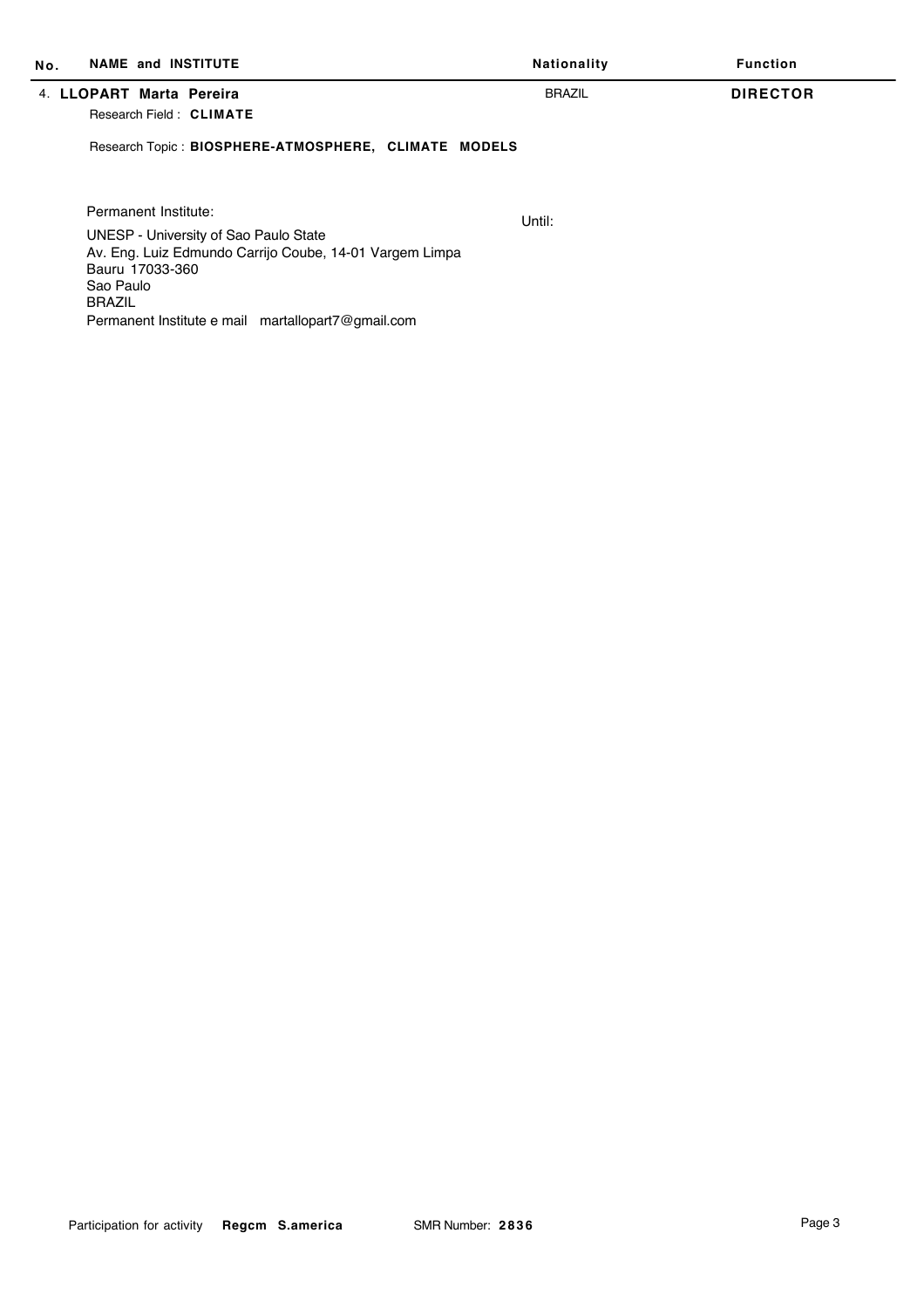| No. | NAME and INSTITUTE | Nationality | Function |
|---|---|---|---|
| 4. | **LLOPART Marta Pereira** | BRAZIL | **DIRECTOR** |

Research Field : **CLIMATE**

Research Topic : **BIOSPHERE-ATMOSPHERE, CLIMATE MODELS**

Permanent Institute:

Until:

UNESP - University of Sao Paulo State
Av. Eng. Luiz Edmundo Carrijo Coube, 14-01 Vargem Limpa
Bauru 17033-360
Sao Paulo
BRAZIL
Permanent Institute e mail martallopart7@gmail.com

Participation for activity **Regcm S.america** SMR Number: **2836**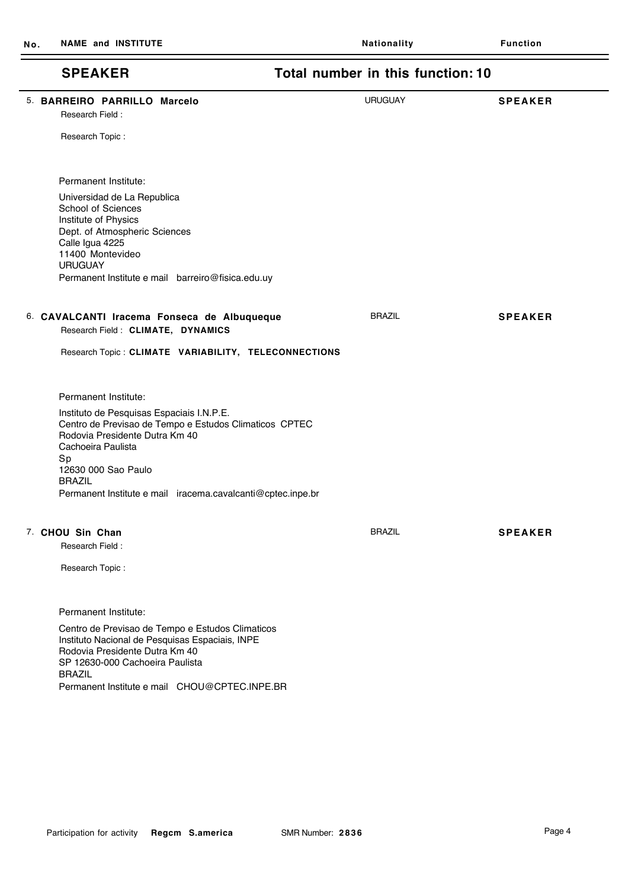| No. | NAME and INSTITUTE | Nationality | Function |
|---|---|---|---|

## SPEAKER — Total number in this function: 10

**5. BARREIRO PARRILLO Marcelo** — URUGUAY — **SPEAKER**

Research Field :

Research Topic :

Permanent Institute:

Universidad de La Republica
School of Sciences
Institute of Physics
Dept. of Atmospheric Sciences
Calle Igua 4225
11400 Montevideo
URUGUAY
Permanent Institute e mail barreiro@fisica.edu.uy

**6. CAVALCANTI Iracema Fonseca de Albuqueque** — BRAZIL — **SPEAKER**

Research Field : **CLIMATE, DYNAMICS**

Research Topic : **CLIMATE VARIABILITY, TELECONNECTIONS**

Permanent Institute:

Instituto de Pesquisas Espaciais I.N.P.E.
Centro de Previsao de Tempo e Estudos Climaticos CPTEC
Rodovia Presidente Dutra Km 40
Cachoeira Paulista
Sp
12630 000 Sao Paulo
BRAZIL
Permanent Institute e mail iracema.cavalcanti@cptec.inpe.br

**7. CHOU Sin Chan** — BRAZIL — **SPEAKER**

Research Field :

Research Topic :

Permanent Institute:

Centro de Previsao de Tempo e Estudos Climaticos
Instituto Nacional de Pesquisas Espaciais, INPE
Rodovia Presidente Dutra Km 40
SP 12630-000 Cachoeira Paulista
BRAZIL
Permanent Institute e mail CHOU@CPTEC.INPE.BR

Participation for activity **Regcm S.america** SMR Number: **2836**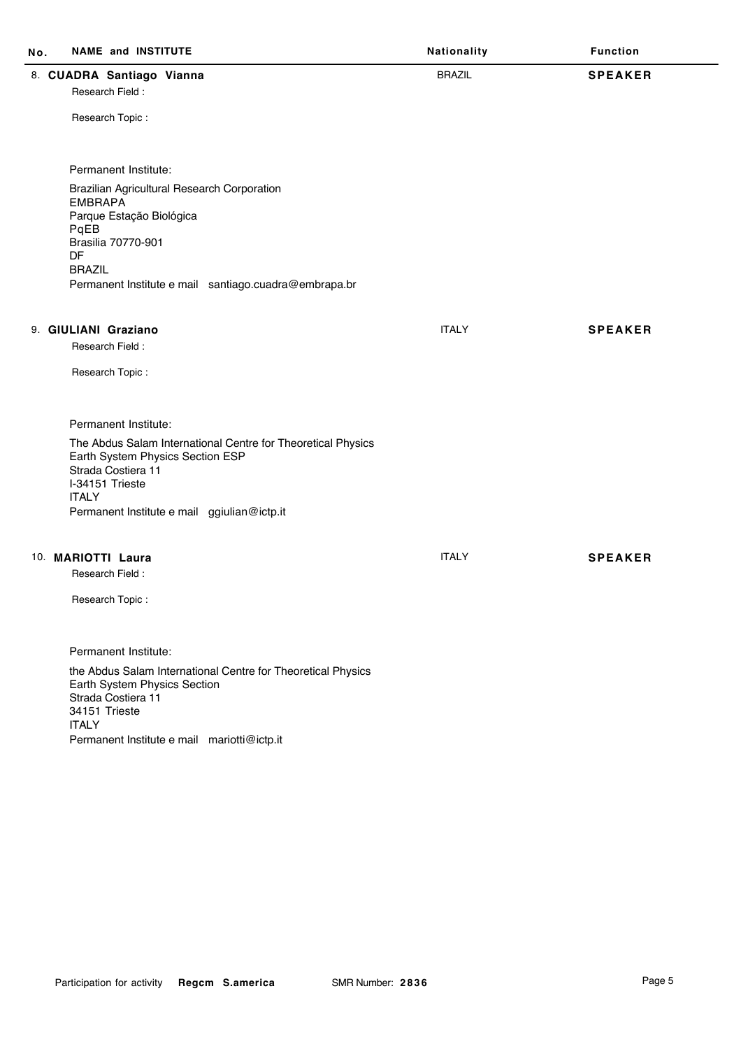| No. | NAME and INSTITUTE | Nationality | Function |
|---|---|---|---|
| 8. | **CUADRA Santiago Vianna** | BRAZIL | **SPEAKER** |

Research Field :

Research Topic :

Permanent Institute:

Brazilian Agricultural Research Corporation
EMBRAPA
Parque Estação Biológica
PqEB
Brasilia 70770-901
DF
BRAZIL
Permanent Institute e mail santiago.cuadra@embrapa.br

| No. | NAME and INSTITUTE | Nationality | Function |
|---|---|---|---|
| 9. | **GIULIANI Graziano** | ITALY | **SPEAKER** |

Research Field :

Research Topic :

Permanent Institute:

The Abdus Salam International Centre for Theoretical Physics
Earth System Physics Section ESP
Strada Costiera 11
I-34151 Trieste
ITALY
Permanent Institute e mail ggiulian@ictp.it

| No. | NAME and INSTITUTE | Nationality | Function |
|---|---|---|---|
| 10. | **MARIOTTI Laura** | ITALY | **SPEAKER** |

Research Field :

Research Topic :

Permanent Institute:

the Abdus Salam International Centre for Theoretical Physics
Earth System Physics Section
Strada Costiera 11
34151 Trieste
ITALY
Permanent Institute e mail mariotti@ictp.it

Participation for activity **Regcm S.america** SMR Number: **2836**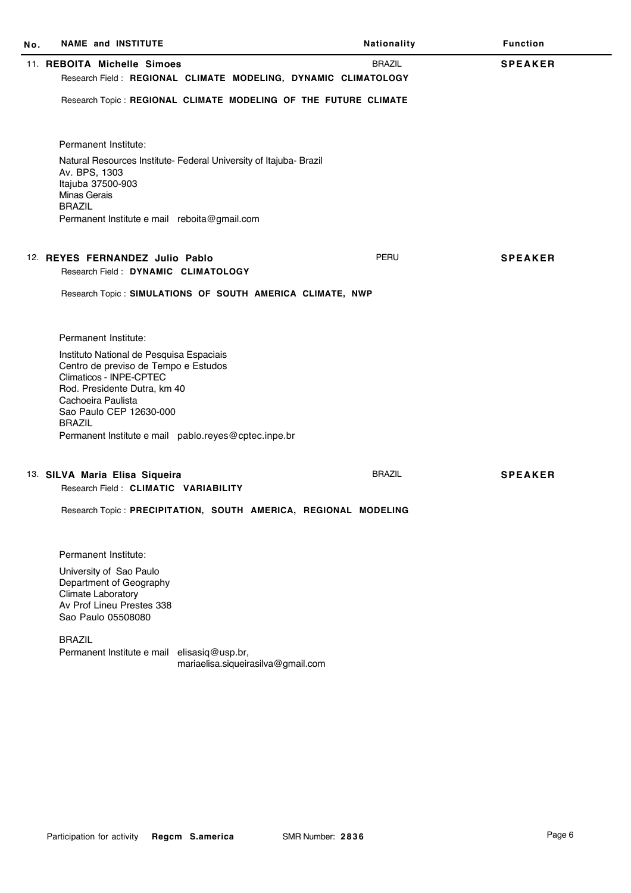| No. | NAME and INSTITUTE | Nationality | Function |
|---|---|---|---|

11. **REBOITA Michelle Simoes** — BRAZIL — **SPEAKER**

Research Field : **REGIONAL CLIMATE MODELING, DYNAMIC CLIMATOLOGY**

Research Topic : **REGIONAL CLIMATE MODELING OF THE FUTURE CLIMATE**

Permanent Institute:

Natural Resources Institute- Federal University of Itajuba- Brazil
Av. BPS, 1303
Itajuba 37500-903
Minas Gerais
BRAZIL
Permanent Institute e mail reboita@gmail.com

12. **REYES FERNANDEZ Julio Pablo** — PERU — **SPEAKER**

Research Field : **DYNAMIC CLIMATOLOGY**

Research Topic : **SIMULATIONS OF SOUTH AMERICA CLIMATE, NWP**

Permanent Institute:

Instituto National de Pesquisa Espaciais
Centro de previso de Tempo e Estudos
Climaticos - INPE-CPTEC
Rod. Presidente Dutra, km 40
Cachoeira Paulista
Sao Paulo CEP 12630-000
BRAZIL
Permanent Institute e mail pablo.reyes@cptec.inpe.br

13. **SILVA Maria Elisa Siqueira** — BRAZIL — **SPEAKER**

Research Field : **CLIMATIC VARIABILITY**

Research Topic : **PRECIPITATION, SOUTH AMERICA, REGIONAL MODELING**

Permanent Institute:

University of Sao Paulo
Department of Geography
Climate Laboratory
Av Prof Lineu Prestes 338
Sao Paulo 05508080

BRAZIL
Permanent Institute e mail elisasiq@usp.br,
mariaelisa.siqueirasilva@gmail.com

Participation for activity **Regcm S.america** SMR Number: **2836**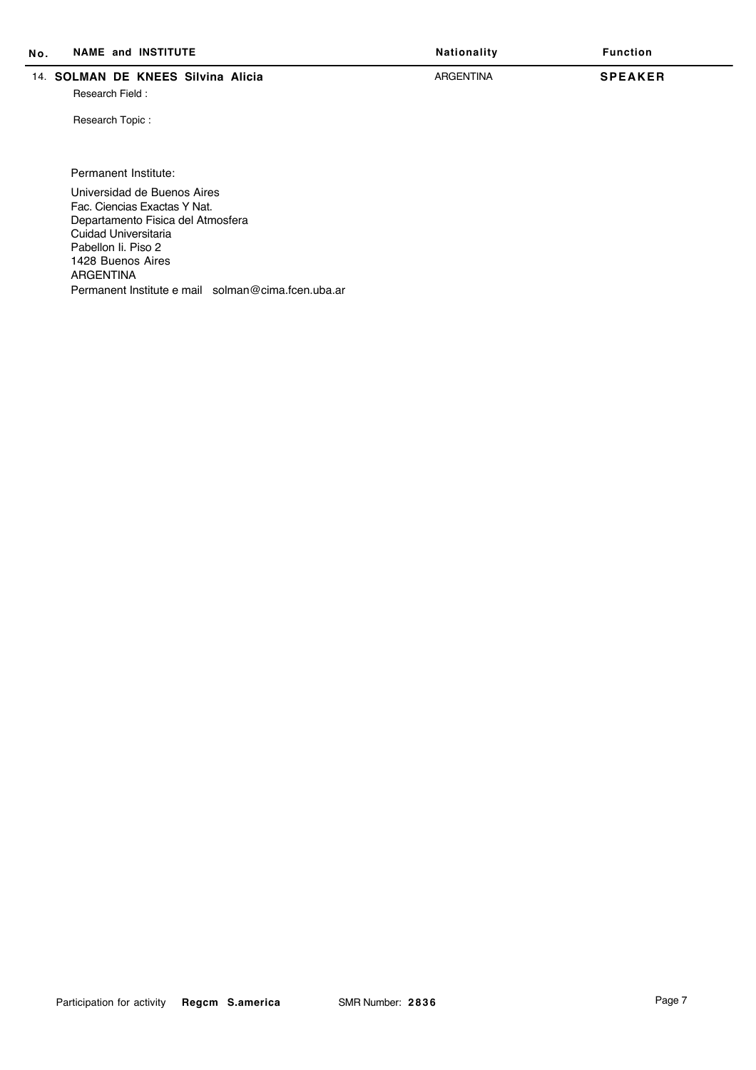| No. | NAME and INSTITUTE | Nationality | Function |
|---|---|---|---|
| 14. | **SOLMAN DE KNEES Silvina Alicia** | ARGENTINA | **SPEAKER** |

Research Field :

Research Topic :

Permanent Institute:

Universidad de Buenos Aires
Fac. Ciencias Exactas Y Nat.
Departamento Fisica del Atmosfera
Cuidad Universitaria
Pabellon Ii. Piso 2
1428 Buenos Aires
ARGENTINA
Permanent Institute e mail solman@cima.fcen.uba.ar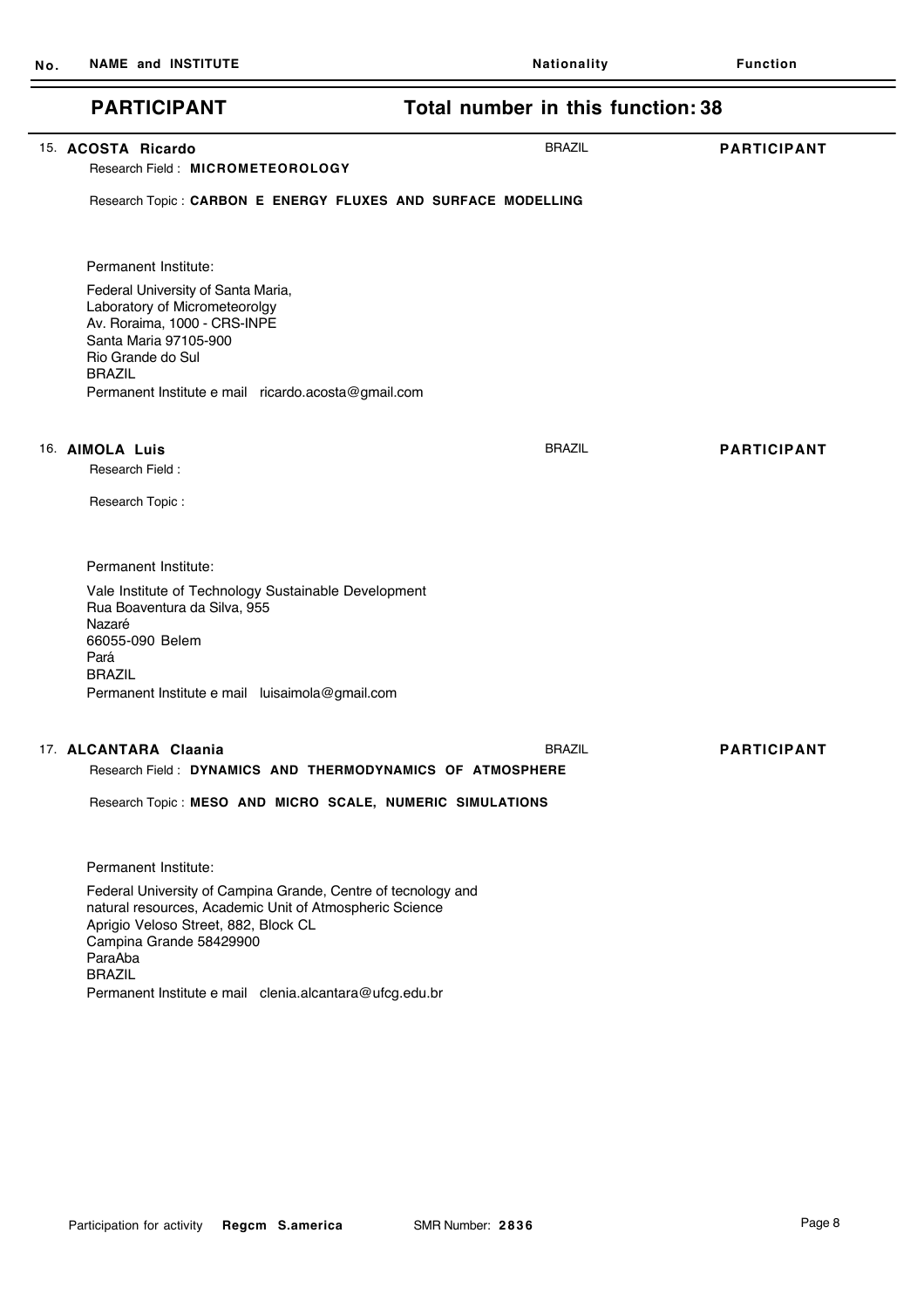| No. | NAME and INSTITUTE | Nationality | Function |
|---|---|---|---|

## PARTICIPANT — Total number in this function: 38

15. **ACOSTA Ricardo** — BRAZIL — **PARTICIPANT**

Research Field : **MICROMETEOROLOGY**

Research Topic : **CARBON E ENERGY FLUXES AND SURFACE MODELLING**

Permanent Institute:

Federal University of Santa Maria,
Laboratory of Micrometeorolgy
Av. Roraima, 1000 - CRS-INPE
Santa Maria 97105-900
Rio Grande do Sul
BRAZIL
Permanent Institute e mail ricardo.acosta@gmail.com

16. **AIMOLA Luis** — BRAZIL — **PARTICIPANT**

Research Field :

Research Topic :

Permanent Institute:

Vale Institute of Technology Sustainable Development
Rua Boaventura da Silva, 955
Nazaré
66055-090 Belem
Pará
BRAZIL
Permanent Institute e mail luisaimola@gmail.com

17. **ALCANTARA Claania** — BRAZIL — **PARTICIPANT**

Research Field : **DYNAMICS AND THERMODYNAMICS OF ATMOSPHERE**

Research Topic : **MESO AND MICRO SCALE, NUMERIC SIMULATIONS**

Permanent Institute:

Federal University of Campina Grande, Centre of tecnology and natural resources, Academic Unit of Atmospheric Science
Aprigio Veloso Street, 882, Block CL
Campina Grande 58429900
ParaAba
BRAZIL
Permanent Institute e mail clenia.alcantara@ufcg.edu.br

Participation for activity **Regcm S.america** SMR Number: **2836**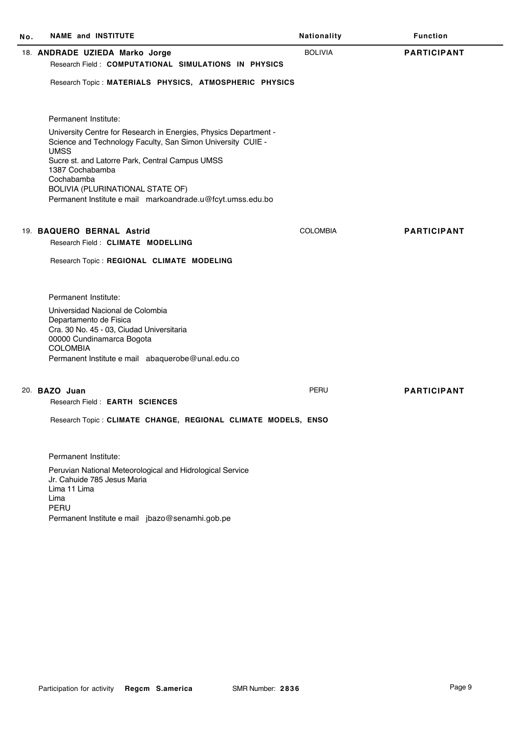| No. | NAME and INSTITUTE | Nationality | Function |
|---|---|---|---|

18. **ANDRADE UZIEDA Marko Jorge** — BOLIVIA — **PARTICIPANT**

Research Field : **COMPUTATIONAL SIMULATIONS IN PHYSICS**

Research Topic : **MATERIALS PHYSICS, ATMOSPHERIC PHYSICS**

Permanent Institute:

University Centre for Research in Energies, Physics Department - Science and Technology Faculty, San Simon University CUIE - UMSS
Sucre st. and Latorre Park, Central Campus UMSS
1387 Cochabamba
Cochabamba
BOLIVIA (PLURINATIONAL STATE OF)
Permanent Institute e mail markoandrade.u@fcyt.umss.edu.bo

19. **BAQUERO BERNAL Astrid** — COLOMBIA — **PARTICIPANT**

Research Field : **CLIMATE MODELLING**

Research Topic : **REGIONAL CLIMATE MODELING**

Permanent Institute:

Universidad Nacional de Colombia
Departamento de Fisica
Cra. 30 No. 45 - 03, Ciudad Universitaria
00000 Cundinamarca Bogota
COLOMBIA
Permanent Institute e mail abaquerobe@unal.edu.co

20. **BAZO Juan** — PERU — **PARTICIPANT**

Research Field : **EARTH SCIENCES**

Research Topic : **CLIMATE CHANGE, REGIONAL CLIMATE MODELS, ENSO**

Permanent Institute:

Peruvian National Meteorological and Hidrological Service
Jr. Cahuide 785 Jesus Maria
Lima 11 Lima
Lima
PERU
Permanent Institute e mail jbazo@senamhi.gob.pe

Participation for activity **Regcm S.america** SMR Number: **2836**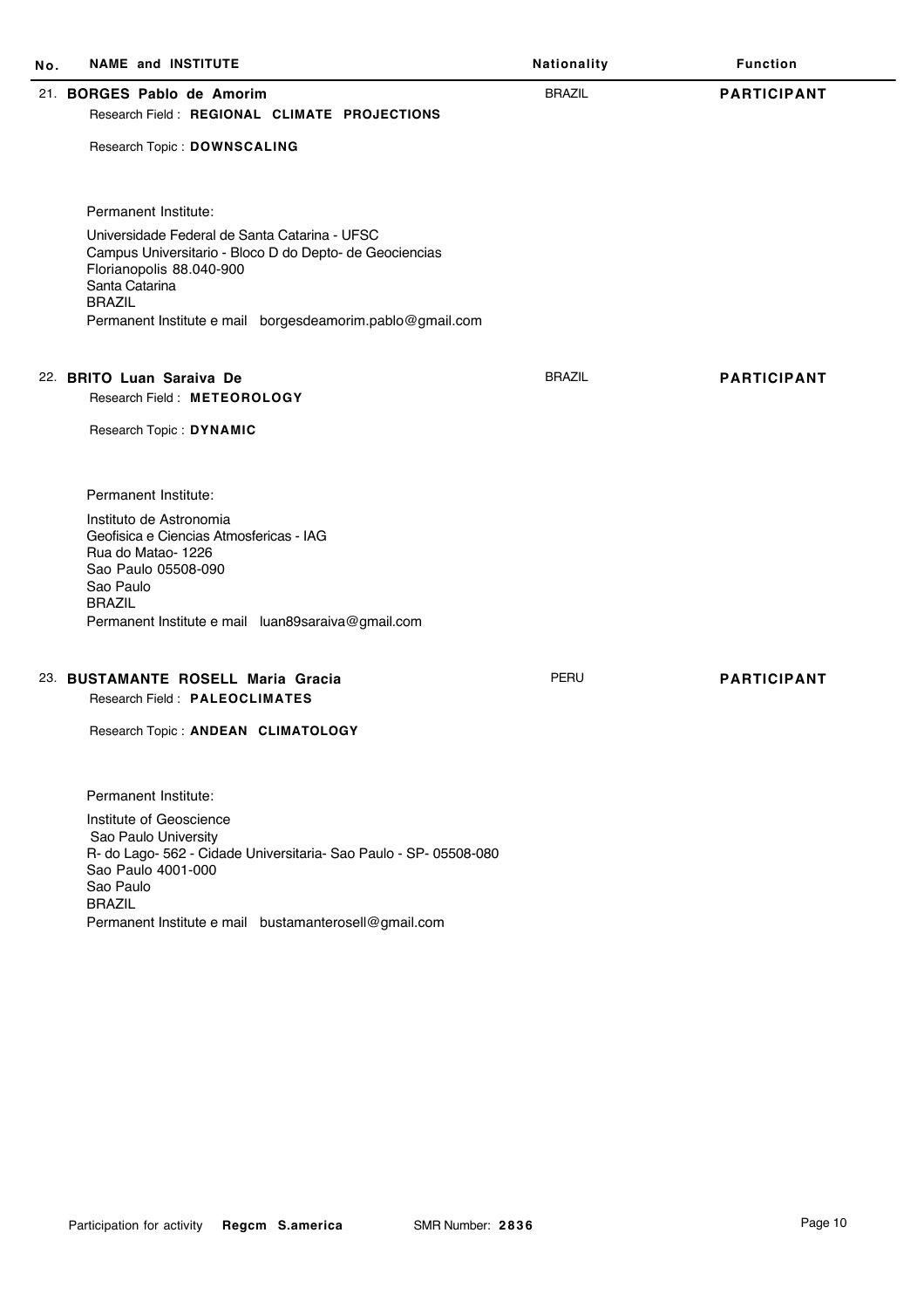| No. | NAME and INSTITUTE | Nationality | Function |
|---|---|---|---|

21. **BORGES Pablo de Amorim** — BRAZIL — **PARTICIPANT**

Research Field : **REGIONAL CLIMATE PROJECTIONS**

Research Topic : **DOWNSCALING**

Permanent Institute:

Universidade Federal de Santa Catarina - UFSC
Campus Universitario - Bloco D do Depto- de Geociencias
Florianopolis 88.040-900
Santa Catarina
BRAZIL
Permanent Institute e mail borgesdeamorim.pablo@gmail.com

22. **BRITO Luan Saraiva De** — BRAZIL — **PARTICIPANT**

Research Field : **METEOROLOGY**

Research Topic : **DYNAMIC**

Permanent Institute:

Instituto de Astronomia
Geofisica e Ciencias Atmosfericas - IAG
Rua do Matao- 1226
Sao Paulo 05508-090
Sao Paulo
BRAZIL
Permanent Institute e mail luan89saraiva@gmail.com

23. **BUSTAMANTE ROSELL Maria Gracia** — PERU — **PARTICIPANT**

Research Field : **PALEOCLIMATES**

Research Topic : **ANDEAN CLIMATOLOGY**

Permanent Institute:

Institute of Geoscience
Sao Paulo University
R- do Lago- 562 - Cidade Universitaria- Sao Paulo - SP- 05508-080
Sao Paulo 4001-000
Sao Paulo
BRAZIL
Permanent Institute e mail bustamanterosell@gmail.com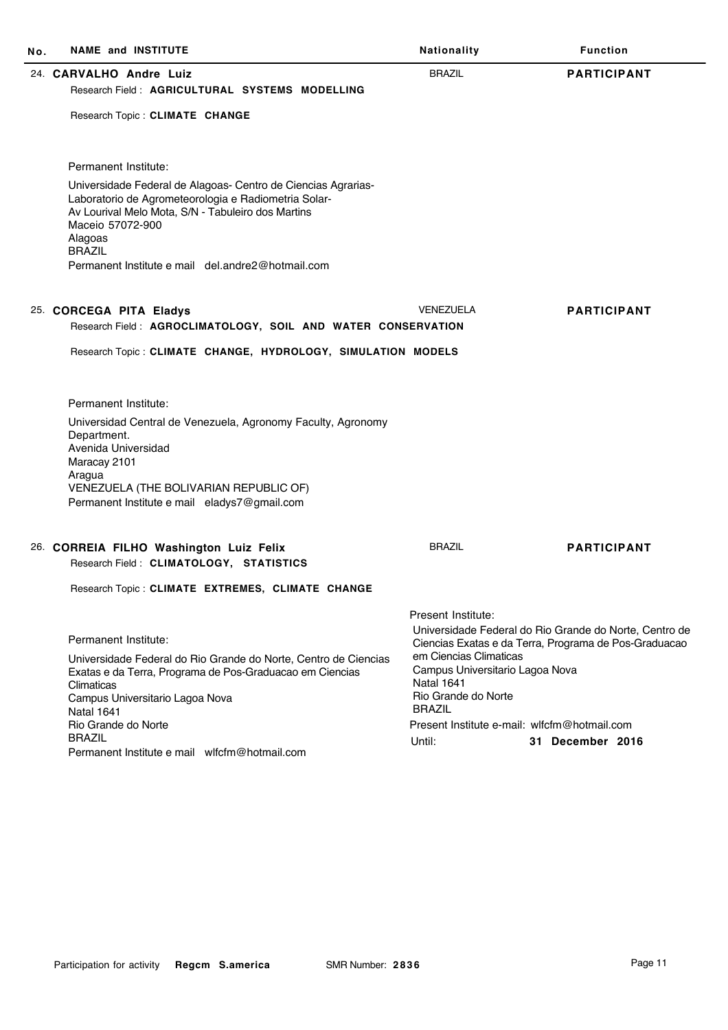| No. | NAME and INSTITUTE | Nationality | Function |
|---|---|---|---|

24. **CARVALHO Andre Luiz** — BRAZIL — **PARTICIPANT**

Research Field : **AGRICULTURAL SYSTEMS MODELLING**

Research Topic : **CLIMATE CHANGE**

Permanent Institute:

Universidade Federal de Alagoas- Centro de Ciencias Agrarias-
Laboratorio de Agrometeorologia e Radiometria Solar-
Av Lourival Melo Mota, S/N - Tabuleiro dos Martins
Maceio 57072-900
Alagoas
BRAZIL
Permanent Institute e mail del.andre2@hotmail.com

25. **CORCEGA PITA Eladys** — VENEZUELA — **PARTICIPANT**

Research Field : **AGROCLIMATOLOGY, SOIL AND WATER CONSERVATION**

Research Topic : **CLIMATE CHANGE, HYDROLOGY, SIMULATION MODELS**

Permanent Institute:

Universidad Central de Venezuela, Agronomy Faculty, Agronomy Department.
Avenida Universidad
Maracay 2101
Aragua
VENEZUELA (THE BOLIVARIAN REPUBLIC OF)
Permanent Institute e mail eladys7@gmail.com

26. **CORREIA FILHO Washington Luiz Felix** — BRAZIL — **PARTICIPANT**

Research Field : **CLIMATOLOGY, STATISTICS**

Research Topic : **CLIMATE EXTREMES, CLIMATE CHANGE**

Permanent Institute:

Universidade Federal do Rio Grande do Norte, Centro de Ciencias Exatas e da Terra, Programa de Pos-Graduacao em Ciencias Climaticas
Campus Universitario Lagoa Nova
Natal 1641
Rio Grande do Norte
BRAZIL
Permanent Institute e mail wlfcfm@hotmail.com

Present Institute:

Universidade Federal do Rio Grande do Norte, Centro de Ciencias Exatas e da Terra, Programa de Pos-Graduacao em Ciencias Climaticas
Campus Universitario Lagoa Nova
Natal 1641
Rio Grande do Norte
BRAZIL
Present Institute e-mail: wlfcfm@hotmail.com
Until: **31 December 2016**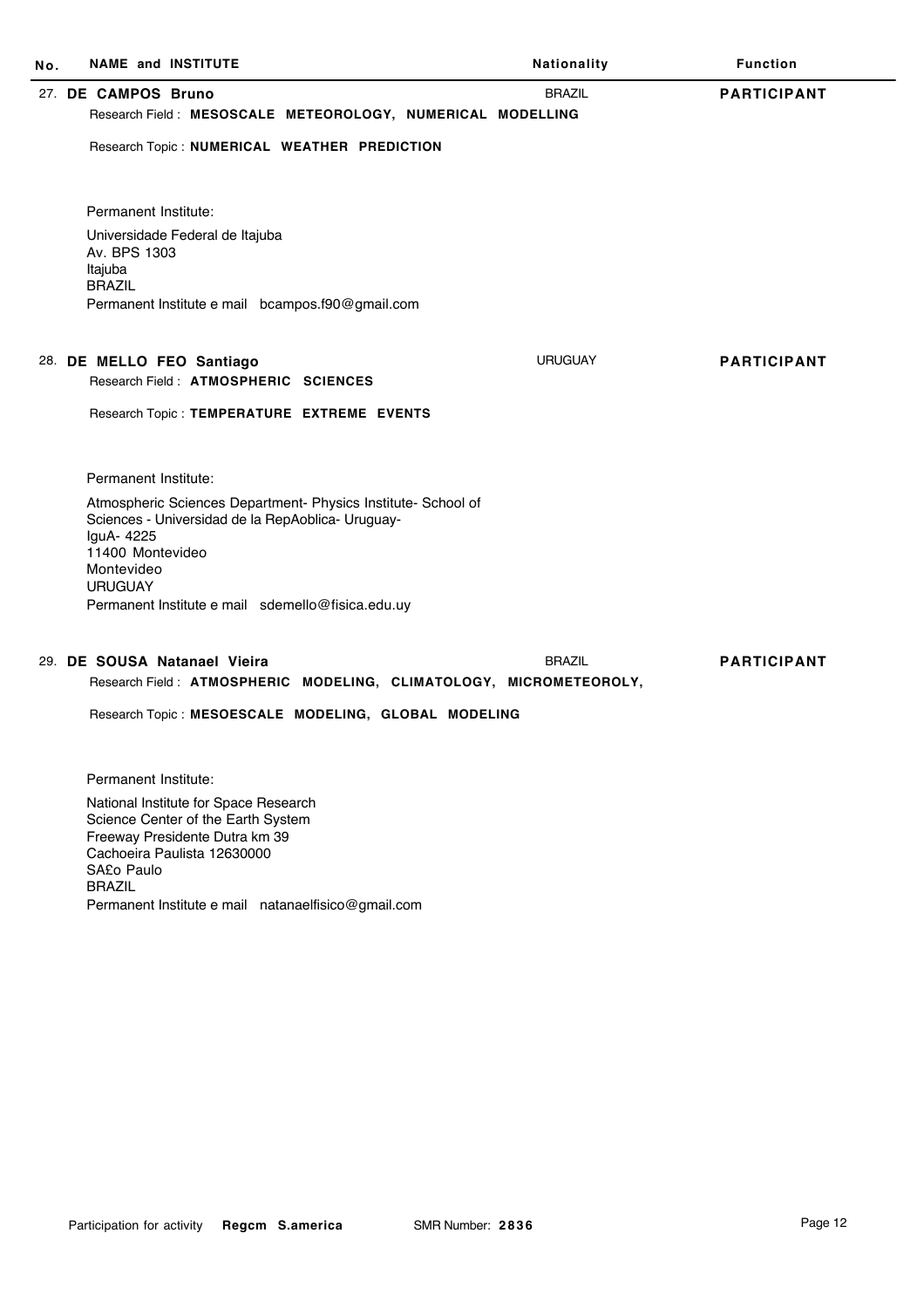| No. | NAME and INSTITUTE | Nationality | Function |
|---|---|---|---|

27. **DE CAMPOS Bruno** — BRAZIL — **PARTICIPANT**

Research Field : **MESOSCALE METEOROLOGY, NUMERICAL MODELLING**

Research Topic : **NUMERICAL WEATHER PREDICTION**

Permanent Institute:

Universidade Federal de Itajuba
Av. BPS 1303
Itajuba
BRAZIL
Permanent Institute e mail bcampos.f90@gmail.com

28. **DE MELLO FEO Santiago** — URUGUAY — **PARTICIPANT**

Research Field : **ATMOSPHERIC SCIENCES**

Research Topic : **TEMPERATURE EXTREME EVENTS**

Permanent Institute:

Atmospheric Sciences Department- Physics Institute- School of Sciences - Universidad de la RepAoblica- Uruguay-
IguA- 4225
11400 Montevideo
Montevideo
URUGUAY
Permanent Institute e mail sdemello@fisica.edu.uy

29. **DE SOUSA Natanael Vieira** — BRAZIL — **PARTICIPANT**

Research Field : **ATMOSPHERIC MODELING, CLIMATOLOGY, MICROMETEOROLY,**

Research Topic : **MESOESCALE MODELING, GLOBAL MODELING**

Permanent Institute:

National Institute for Space Research
Science Center of the Earth System
Freeway Presidente Dutra km 39
Cachoeira Paulista 12630000
SA£o Paulo
BRAZIL
Permanent Institute e mail natanaelfisico@gmail.com

Participation for activity **Regcm S.america** SMR Number: **2836**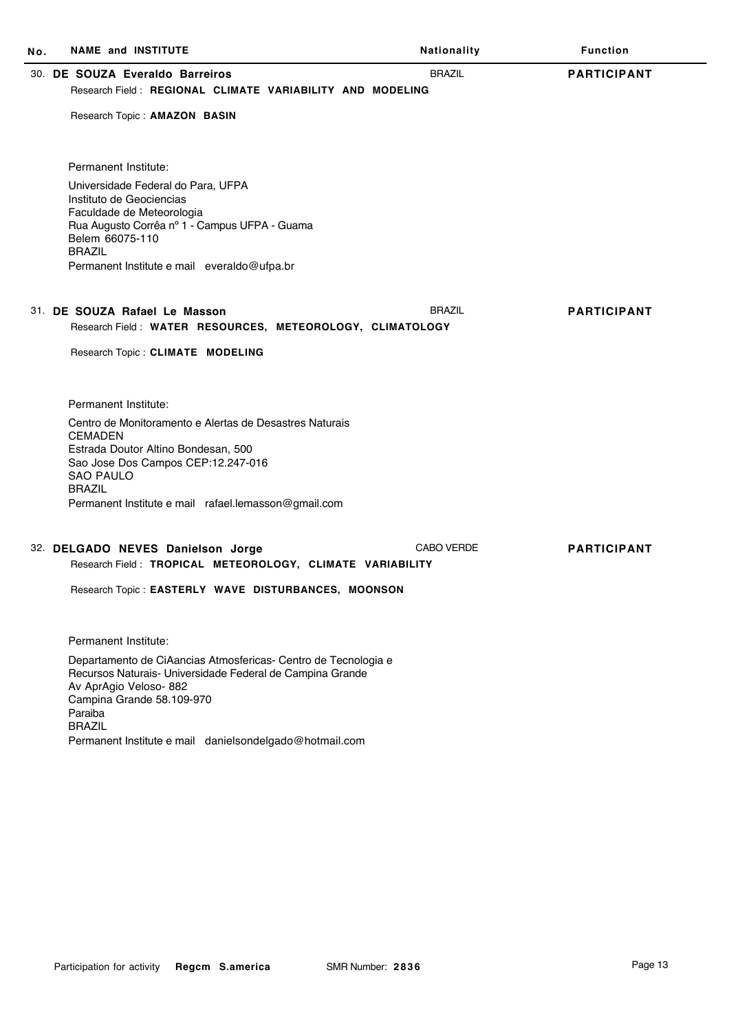| No. | NAME and INSTITUTE | Nationality | Function |
|---|---|---|---|

30. **DE SOUZA Everaldo Barreiros** — BRAZIL — **PARTICIPANT**

Research Field : **REGIONAL CLIMATE VARIABILITY AND MODELING**

Research Topic : **AMAZON BASIN**

Permanent Institute:

Universidade Federal do Para, UFPA
Instituto de Geociencias
Faculdade de Meteorologia
Rua Augusto Corrêa nº 1 - Campus UFPA - Guama
Belem 66075-110
BRAZIL
Permanent Institute e mail everaldo@ufpa.br

31. **DE SOUZA Rafael Le Masson** — BRAZIL — **PARTICIPANT**

Research Field : **WATER RESOURCES, METEOROLOGY, CLIMATOLOGY**

Research Topic : **CLIMATE MODELING**

Permanent Institute:

Centro de Monitoramento e Alertas de Desastres Naturais
CEMADEN
Estrada Doutor Altino Bondesan, 500
Sao Jose Dos Campos CEP:12.247-016
SAO PAULO
BRAZIL
Permanent Institute e mail rafael.lemasson@gmail.com

32. **DELGADO NEVES Danielson Jorge** — CABO VERDE — **PARTICIPANT**

Research Field : **TROPICAL METEOROLOGY, CLIMATE VARIABILITY**

Research Topic : **EASTERLY WAVE DISTURBANCES, MOONSON**

Permanent Institute:

Departamento de CiAancias Atmosfericas- Centro de Tecnologia e
Recursos Naturais- Universidade Federal de Campina Grande
Av AprAgio Veloso- 882
Campina Grande 58.109-970
Paraiba
BRAZIL
Permanent Institute e mail danielsondelgado@hotmail.com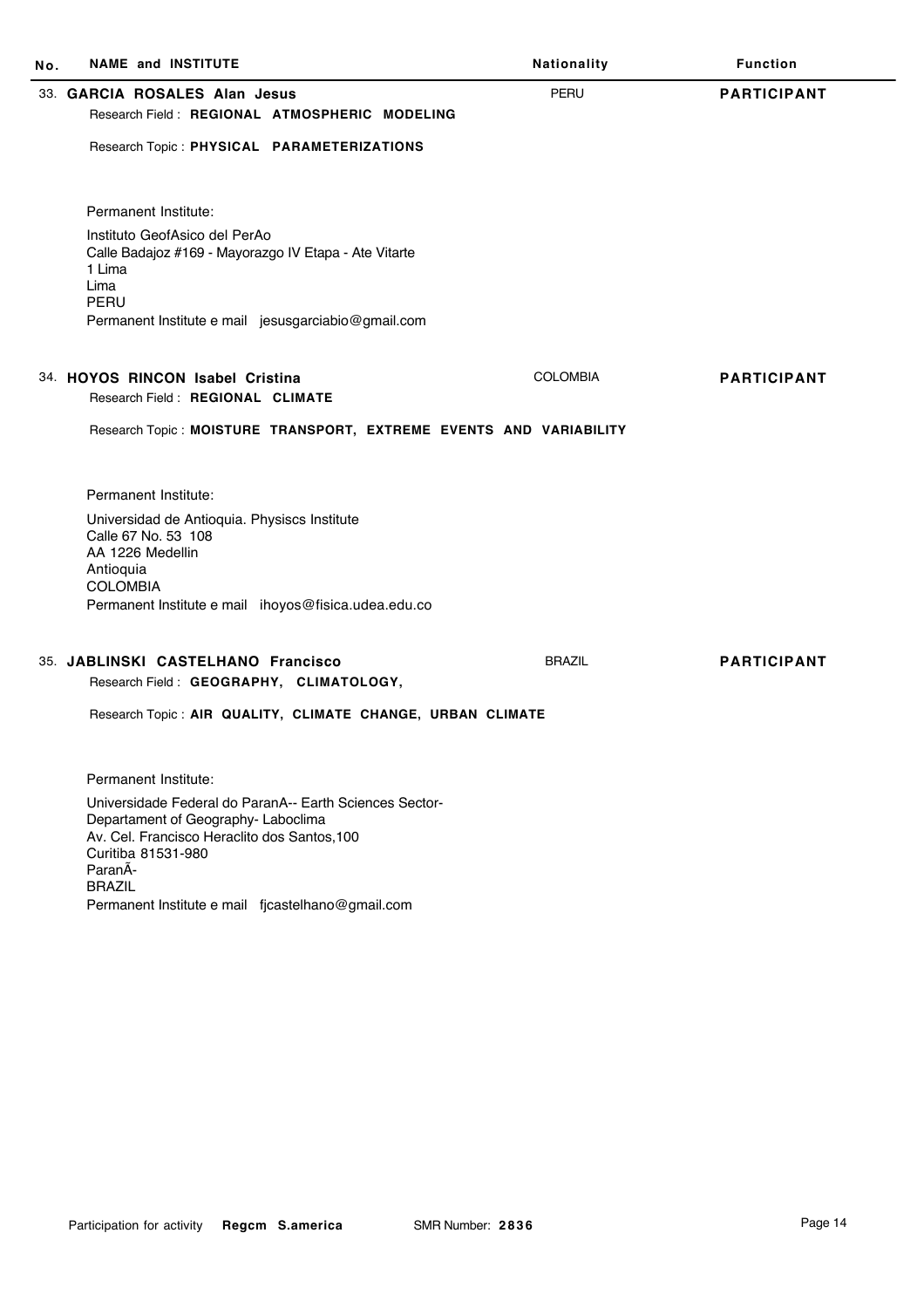| No. | NAME and INSTITUTE | Nationality | Function |
|---|---|---|---|

33. **GARCIA ROSALES Alan Jesus** — PERU — **PARTICIPANT**

Research Field : **REGIONAL ATMOSPHERIC MODELING**

Research Topic : **PHYSICAL PARAMETERIZATIONS**

Permanent Institute:

Instituto GeofAsico del PerAo
Calle Badajoz #169 - Mayorazgo IV Etapa - Ate Vitarte
1 Lima
Lima
PERU
Permanent Institute e mail jesusgarciabio@gmail.com

34. **HOYOS RINCON Isabel Cristina** — COLOMBIA — **PARTICIPANT**

Research Field : **REGIONAL CLIMATE**

Research Topic : **MOISTURE TRANSPORT, EXTREME EVENTS AND VARIABILITY**

Permanent Institute:

Universidad de Antioquia. Physiscs Institute
Calle 67 No. 53 108
AA 1226 Medellin
Antioquia
COLOMBIA
Permanent Institute e mail ihoyos@fisica.udea.edu.co

35. **JABLINSKI CASTELHANO Francisco** — BRAZIL — **PARTICIPANT**

Research Field : **GEOGRAPHY, CLIMATOLOGY,**

Research Topic : **AIR QUALITY, CLIMATE CHANGE, URBAN CLIMATE**

Permanent Institute:

Universidade Federal do ParanA-- Earth Sciences Sector-
Departament of Geography- Laboclima
Av. Cel. Francisco Heraclito dos Santos,100
Curitiba 81531-980
ParanÃ-
BRAZIL
Permanent Institute e mail fjcastelhano@gmail.com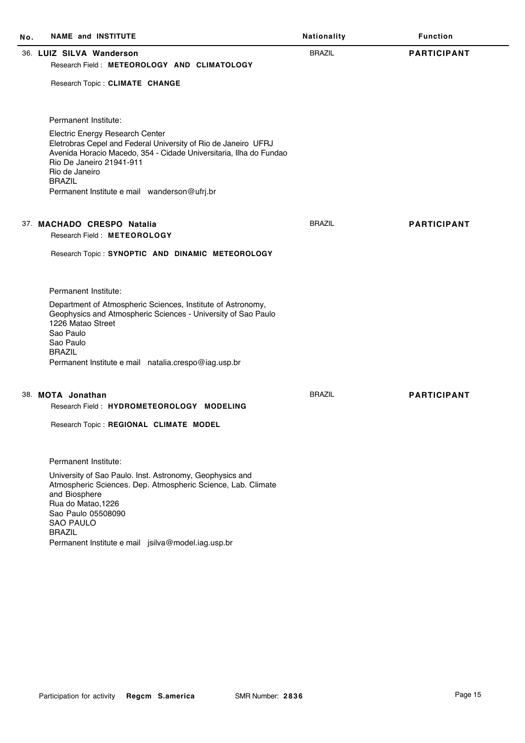| No. | NAME and INSTITUTE | Nationality | Function |
|---|---|---|---|

36. **LUIZ SILVA Wanderson** — BRAZIL — **PARTICIPANT**

Research Field : **METEOROLOGY AND CLIMATOLOGY**

Research Topic : **CLIMATE CHANGE**

Permanent Institute:

Electric Energy Research Center
Eletrobras Cepel and Federal University of Rio de Janeiro UFRJ
Avenida Horacio Macedo, 354 - Cidade Universitaria, Ilha do Fundao
Rio De Janeiro 21941-911
Rio de Janeiro
BRAZIL
Permanent Institute e mail wanderson@ufrj.br

37. **MACHADO CRESPO Natalia** — BRAZIL — **PARTICIPANT**

Research Field : **METEOROLOGY**

Research Topic : **SYNOPTIC AND DINAMIC METEOROLOGY**

Permanent Institute:

Department of Atmospheric Sciences, Institute of Astronomy,
Geophysics and Atmospheric Sciences - University of Sao Paulo
1226 Matao Street
Sao Paulo
Sao Paulo
BRAZIL
Permanent Institute e mail natalia.crespo@iag.usp.br

38. **MOTA Jonathan** — BRAZIL — **PARTICIPANT**

Research Field : **HYDROMETEOROLOGY MODELING**

Research Topic : **REGIONAL CLIMATE MODEL**

Permanent Institute:

University of Sao Paulo. Inst. Astronomy, Geophysics and
Atmospheric Sciences. Dep. Atmospheric Science, Lab. Climate
and Biosphere
Rua do Matao,1226
Sao Paulo 05508090
SAO PAULO
BRAZIL
Permanent Institute e mail jsilva@model.iag.usp.br

Participation for activity **Regcm S.america** SMR Number: **2836**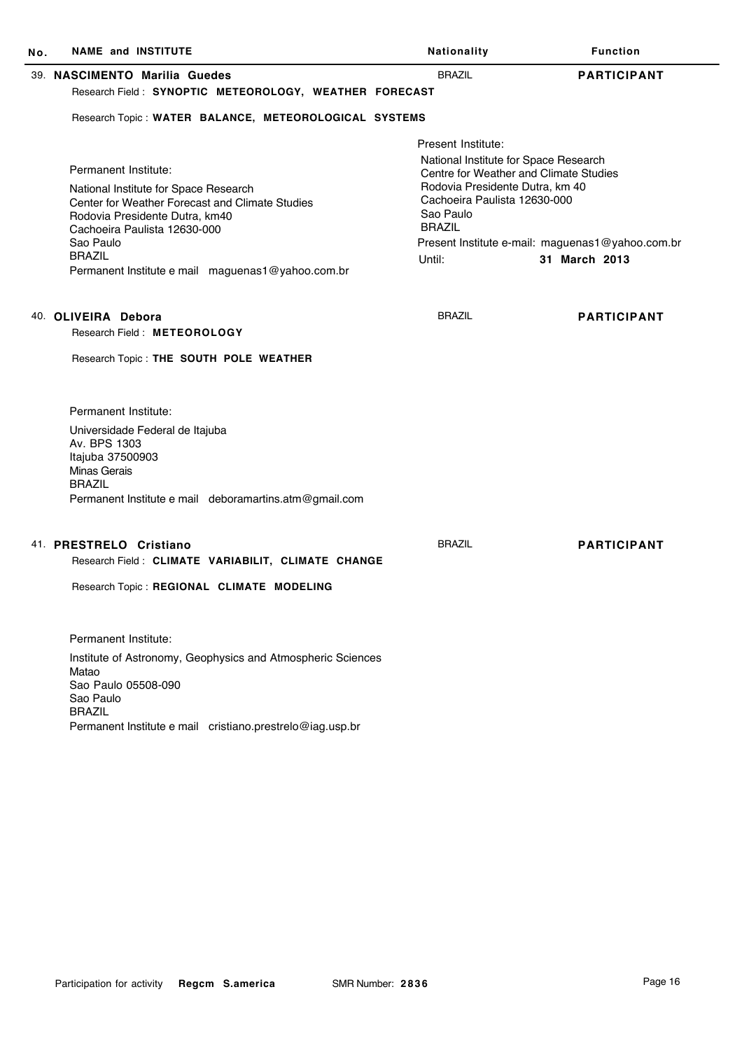| No. | NAME and INSTITUTE | Nationality | Function |
|---|---|---|---|

**39. NASCIMENTO Marilia Guedes** — BRAZIL — **PARTICIPANT**

Research Field : **SYNOPTIC METEOROLOGY, WEATHER FORECAST**

Research Topic : **WATER BALANCE, METEOROLOGICAL SYSTEMS**

Permanent Institute:

National Institute for Space Research
Center for Weather Forecast and Climate Studies
Rodovia Presidente Dutra, km40
Cachoeira Paulista 12630-000
Sao Paulo
BRAZIL
Permanent Institute e mail maguenas1@yahoo.com.br

Present Institute:

National Institute for Space Research
Centre for Weather and Climate Studies
Rodovia Presidente Dutra, km 40
Cachoeira Paulista 12630-000
Sao Paulo
BRAZIL
Present Institute e-mail: maguenas1@yahoo.com.br
Until: **31 March 2013**

**40. OLIVEIRA Debora** — BRAZIL — **PARTICIPANT**

Research Field : **METEOROLOGY**

Research Topic : **THE SOUTH POLE WEATHER**

Permanent Institute:

Universidade Federal de Itajuba
Av. BPS 1303
Itajuba 37500903
Minas Gerais
BRAZIL
Permanent Institute e mail deboramartins.atm@gmail.com

**41. PRESTRELO Cristiano** — BRAZIL — **PARTICIPANT**

Research Field : **CLIMATE VARIABILIT, CLIMATE CHANGE**

Research Topic : **REGIONAL CLIMATE MODELING**

Permanent Institute:

Institute of Astronomy, Geophysics and Atmospheric Sciences
Matao
Sao Paulo 05508-090
Sao Paulo
BRAZIL
Permanent Institute e mail cristiano.prestrelo@iag.usp.br

Participation for activity **Regcm S.america** SMR Number: **2836**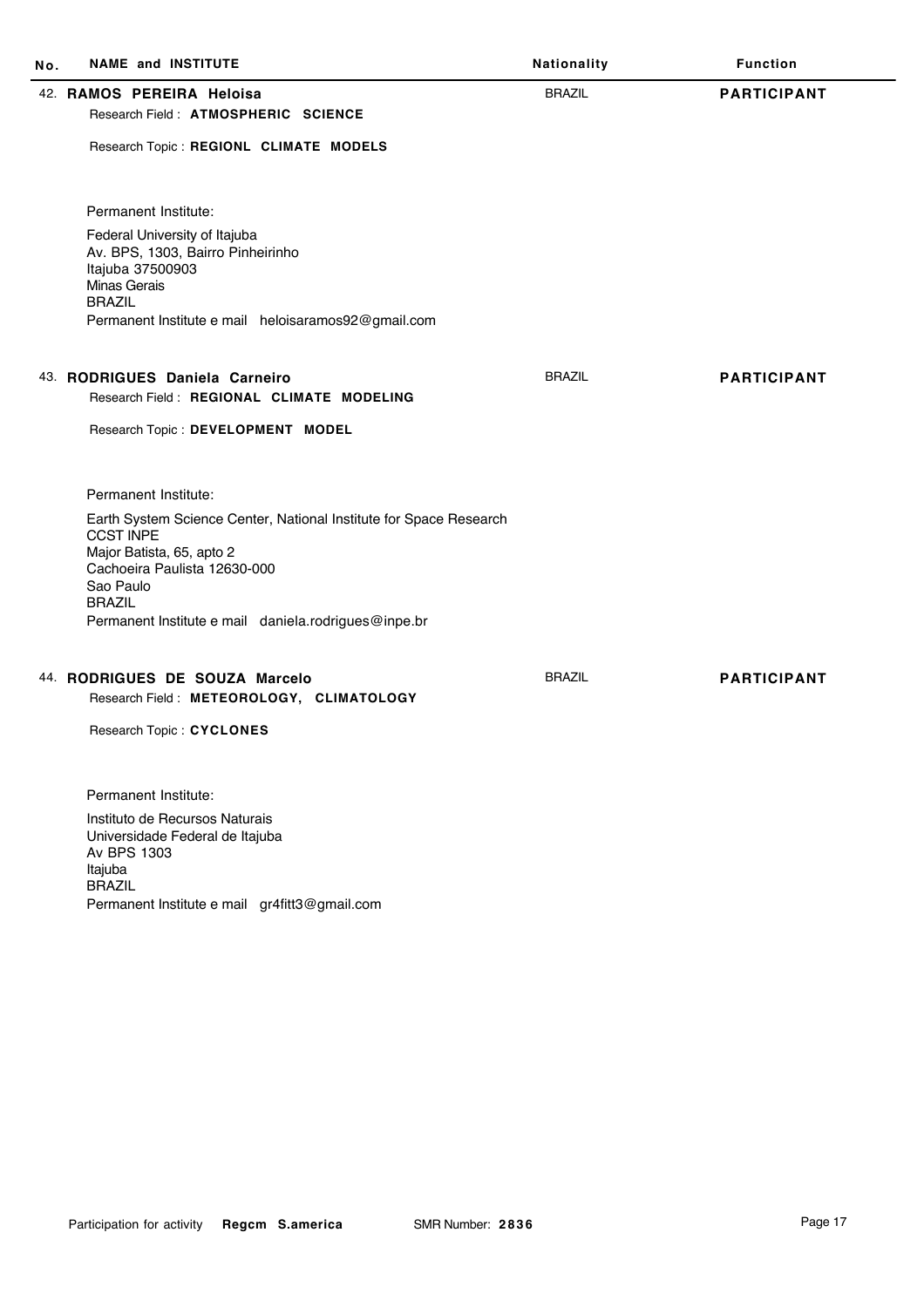| No. | NAME and INSTITUTE | Nationality | Function |
|---|---|---|---|
| 42. | **RAMOS PEREIRA Heloisa**<br>Research Field : **ATMOSPHERIC SCIENCE**<br>Research Topic : **REGIONL CLIMATE MODELS**<br><br>Permanent Institute:<br>Federal University of Itajuba<br>Av. BPS, 1303, Bairro Pinheirinho<br>Itajuba 37500903<br>Minas Gerais<br>BRAZIL<br>Permanent Institute e mail heloisaramos92@gmail.com | BRAZIL | **PARTICIPANT** |
| 43. | **RODRIGUES Daniela Carneiro**<br>Research Field : **REGIONAL CLIMATE MODELING**<br>Research Topic : **DEVELOPMENT MODEL**<br><br>Permanent Institute:<br>Earth System Science Center, National Institute for Space Research<br>CCST INPE<br>Major Batista, 65, apto 2<br>Cachoeira Paulista 12630-000<br>Sao Paulo<br>BRAZIL<br>Permanent Institute e mail daniela.rodrigues@inpe.br | BRAZIL | **PARTICIPANT** |
| 44. | **RODRIGUES DE SOUZA Marcelo**<br>Research Field : **METEOROLOGY, CLIMATOLOGY**<br>Research Topic : **CYCLONES**<br><br>Permanent Institute:<br>Instituto de Recursos Naturais<br>Universidade Federal de Itajuba<br>Av BPS 1303<br>Itajuba<br>BRAZIL<br>Permanent Institute e mail gr4fitt3@gmail.com | BRAZIL | **PARTICIPANT** |

Participation for activity **Regcm S.america** SMR Number: **2836**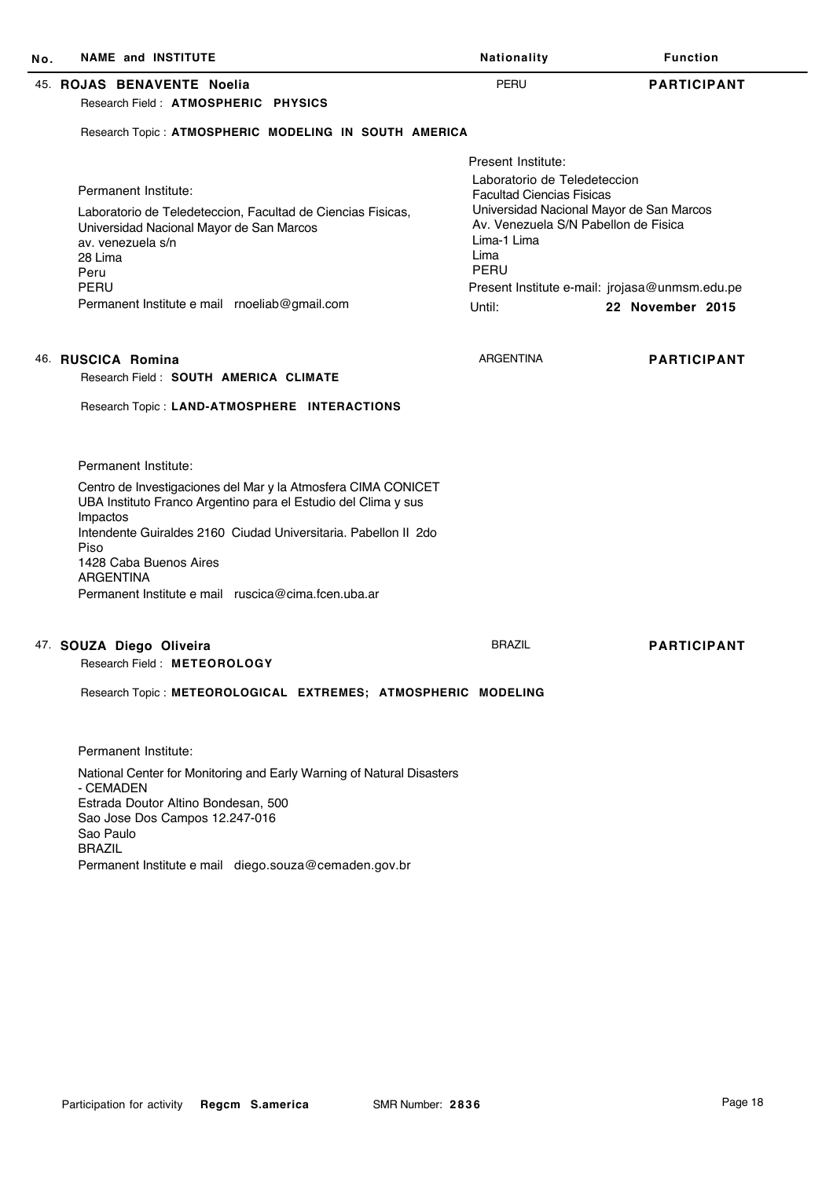| No. | NAME and INSTITUTE | Nationality | Function |
|---|---|---|---|

**45. ROJAS BENAVENTE Noelia** — PERU — **PARTICIPANT**

Research Field : **ATMOSPHERIC PHYSICS**

Research Topic : **ATMOSPHERIC MODELING IN SOUTH AMERICA**

Permanent Institute:

Laboratorio de Teledeteccion, Facultad de Ciencias Fisicas,
Universidad Nacional Mayor de San Marcos
av. venezuela s/n
28 Lima
Peru
PERU
Permanent Institute e mail rnoeliab@gmail.com

Present Institute:

Laboratorio de Teledeteccion
Facultad Ciencias Fisicas
Universidad Nacional Mayor de San Marcos
Av. Venezuela S/N Pabellon de Fisica
Lima-1 Lima
Lima
PERU
Present Institute e-mail: jrojasa@unmsm.edu.pe
Until: **22 November 2015**

**46. RUSCICA Romina** — ARGENTINA — **PARTICIPANT**

Research Field : **SOUTH AMERICA CLIMATE**

Research Topic : **LAND-ATMOSPHERE INTERACTIONS**

Permanent Institute:

Centro de Investigaciones del Mar y la Atmosfera CIMA CONICET
UBA Instituto Franco Argentino para el Estudio del Clima y sus Impactos
Intendente Guiraldes 2160 Ciudad Universitaria. Pabellon II 2do Piso
1428 Caba Buenos Aires
ARGENTINA
Permanent Institute e mail ruscica@cima.fcen.uba.ar

**47. SOUZA Diego Oliveira** — BRAZIL — **PARTICIPANT**

Research Field : **METEOROLOGY**

Research Topic : **METEOROLOGICAL EXTREMES; ATMOSPHERIC MODELING**

Permanent Institute:

National Center for Monitoring and Early Warning of Natural Disasters - CEMADEN
Estrada Doutor Altino Bondesan, 500
Sao Jose Dos Campos 12.247-016
Sao Paulo
BRAZIL
Permanent Institute e mail diego.souza@cemaden.gov.br

Participation for activity **Regcm S.america** SMR Number: **2836**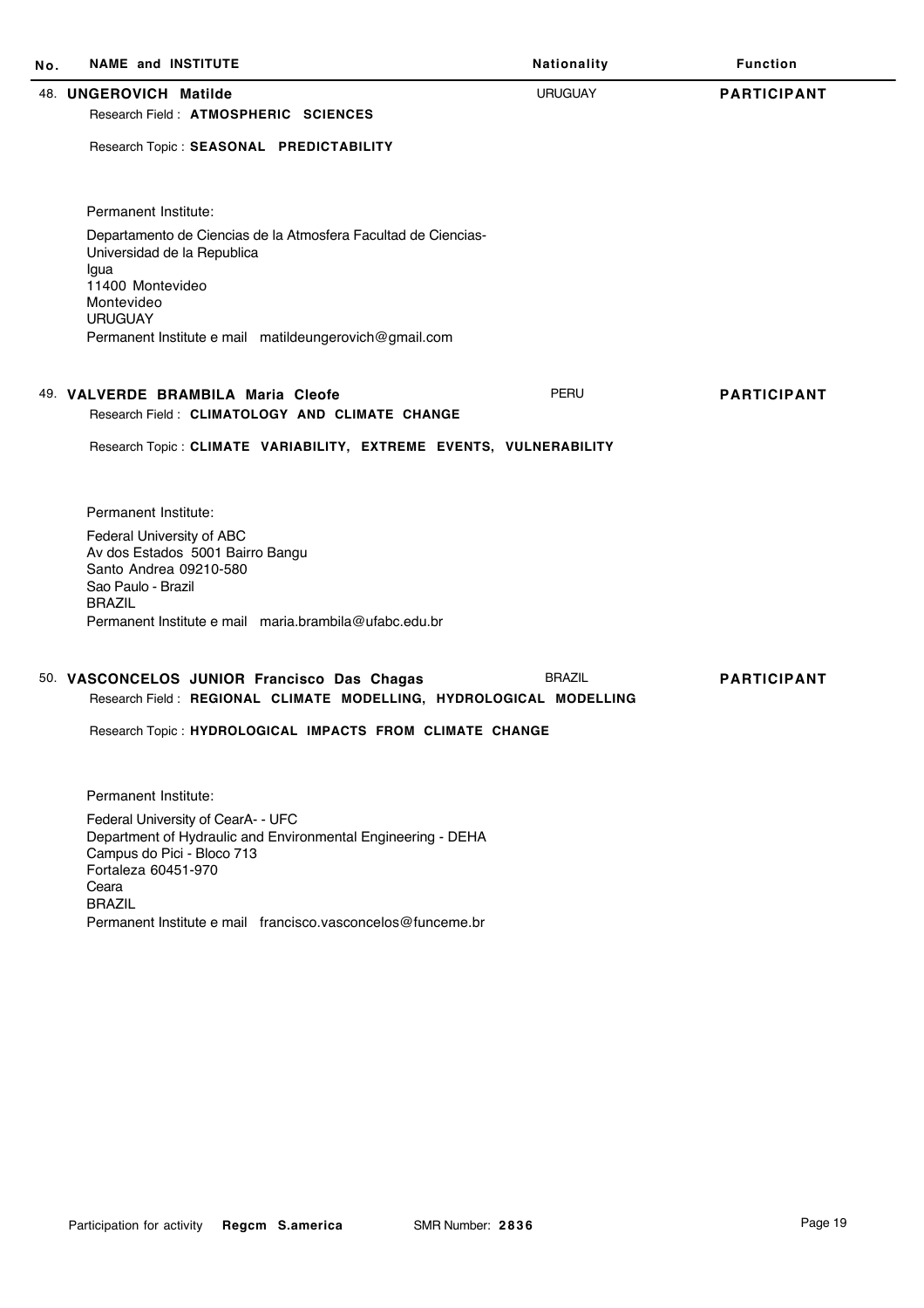| No. | NAME and INSTITUTE | Nationality | Function |
|---|---|---|---|

48. **UNGEROVICH Matilde** — URUGUAY — **PARTICIPANT**

Research Field : **ATMOSPHERIC SCIENCES**

Research Topic : **SEASONAL PREDICTABILITY**

Permanent Institute:

Departamento de Ciencias de la Atmosfera Facultad de Ciencias-
Universidad de la Republica
Igua
11400 Montevideo
Montevideo
URUGUAY
Permanent Institute e mail matildeungerovich@gmail.com

49. **VALVERDE BRAMBILA Maria Cleofe** — PERU — **PARTICIPANT**

Research Field : **CLIMATOLOGY AND CLIMATE CHANGE**

Research Topic : **CLIMATE VARIABILITY, EXTREME EVENTS, VULNERABILITY**

Permanent Institute:

Federal University of ABC
Av dos Estados 5001 Bairro Bangu
Santo Andrea 09210-580
Sao Paulo - Brazil
BRAZIL
Permanent Institute e mail maria.brambila@ufabc.edu.br

50. **VASCONCELOS JUNIOR Francisco Das Chagas** — BRAZIL — **PARTICIPANT**

Research Field : **REGIONAL CLIMATE MODELLING, HYDROLOGICAL MODELLING**

Research Topic : **HYDROLOGICAL IMPACTS FROM CLIMATE CHANGE**

Permanent Institute:

Federal University of CearA- - UFC
Department of Hydraulic and Environmental Engineering - DEHA
Campus do Pici - Bloco 713
Fortaleza 60451-970
Ceara
BRAZIL
Permanent Institute e mail francisco.vasconcelos@funceme.br

Participation for activity **Regcm S.america** SMR Number: **2836**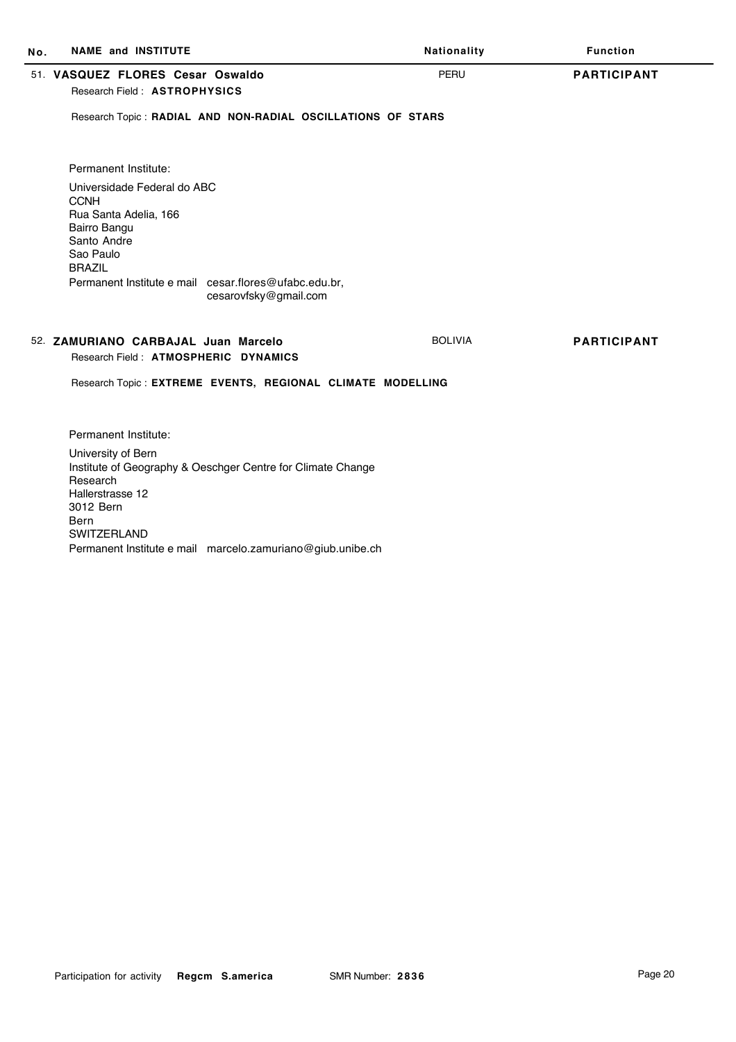| No. | NAME and INSTITUTE | Nationality | Function |
|---|---|---|---|
| 51. | **VASQUEZ FLORES Cesar Oswaldo** | PERU | **PARTICIPANT** |

Research Field : **ASTROPHYSICS**

Research Topic : **RADIAL AND NON-RADIAL OSCILLATIONS OF STARS**

Permanent Institute:

Universidade Federal do ABC
CCNH
Rua Santa Adelia, 166
Bairro Bangu
Santo Andre
Sao Paulo
BRAZIL

Permanent Institute e mail cesar.flores@ufabc.edu.br,
cesarovfsky@gmail.com

| No. | NAME and INSTITUTE | Nationality | Function |
|---|---|---|---|
| 52. | **ZAMURIANO CARBAJAL Juan Marcelo** | BOLIVIA | **PARTICIPANT** |

Research Field : **ATMOSPHERIC DYNAMICS**

Research Topic : **EXTREME EVENTS, REGIONAL CLIMATE MODELLING**

Permanent Institute:

University of Bern
Institute of Geography & Oeschger Centre for Climate Change Research
Hallerstrasse 12
3012 Bern
Bern
SWITZERLAND

Permanent Institute e mail marcelo.zamuriano@giub.unibe.ch

Participation for activity **Regcm S.america** SMR Number: **2836**